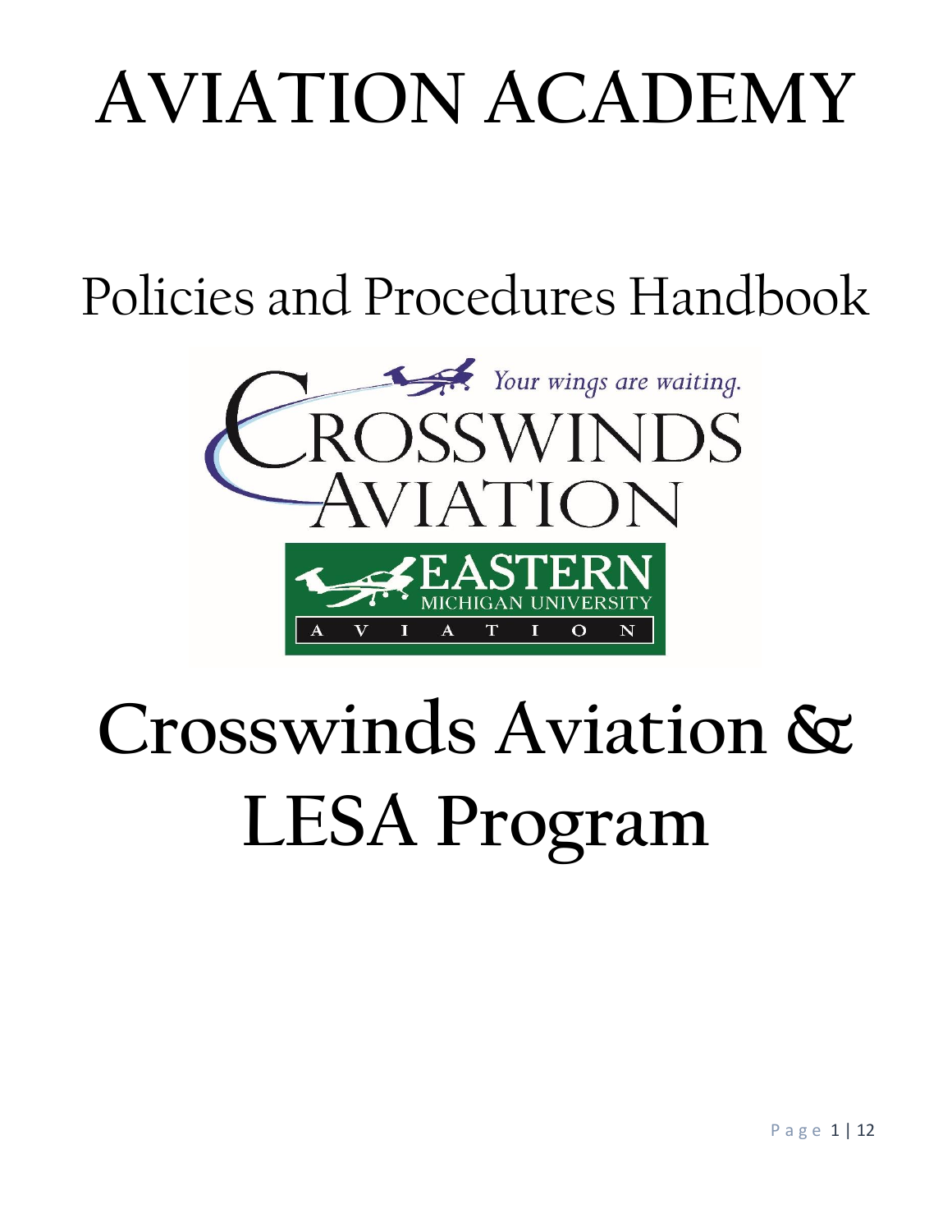# AVIATION ACADEMY

## Policies and Procedures Handbook

# Crosswinds Aviation & LESA Program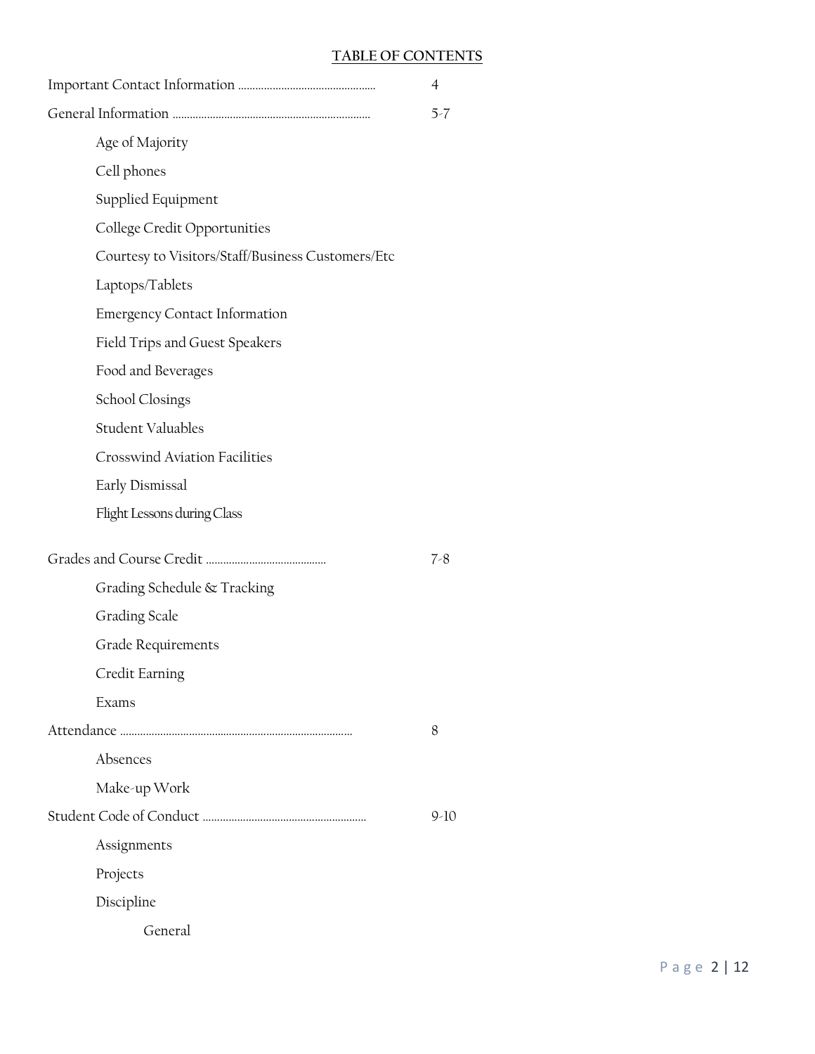# TABLE OF CONTENTS

| | |
|---|---|
| Important Contact Information ................................................ | 4 |
| General Information .................................................................... | 5-7 |
| Age of Majority | |
| Cell phones | |
| Supplied Equipment | |
| College Credit Opportunities | |
| Courtesy to Visitors/Staff/Business Customers/Etc | |
| Laptops/Tablets | |
| Emergency Contact Information | |
| Field Trips and Guest Speakers | |
| Food and Beverages | |
| School Closings | |
| Student Valuables | |
| Crosswind Aviation Facilities | |
| Early Dismissal | |
| Flight Lessons during Class | |
| Grades and Course Credit .......................................... | 7-8 |
| Grading Schedule & Tracking | |
| Grading Scale | |
| Grade Requirements | |
| Credit Earning | |
| Exams | |
| Attendance ................................................................................ | 8 |
| Absences | |
| Make-up Work | |
| Student Code of Conduct ......................................................... | 9-10 |
| Assignments | |
| Projects | |
| Discipline | |
| General | |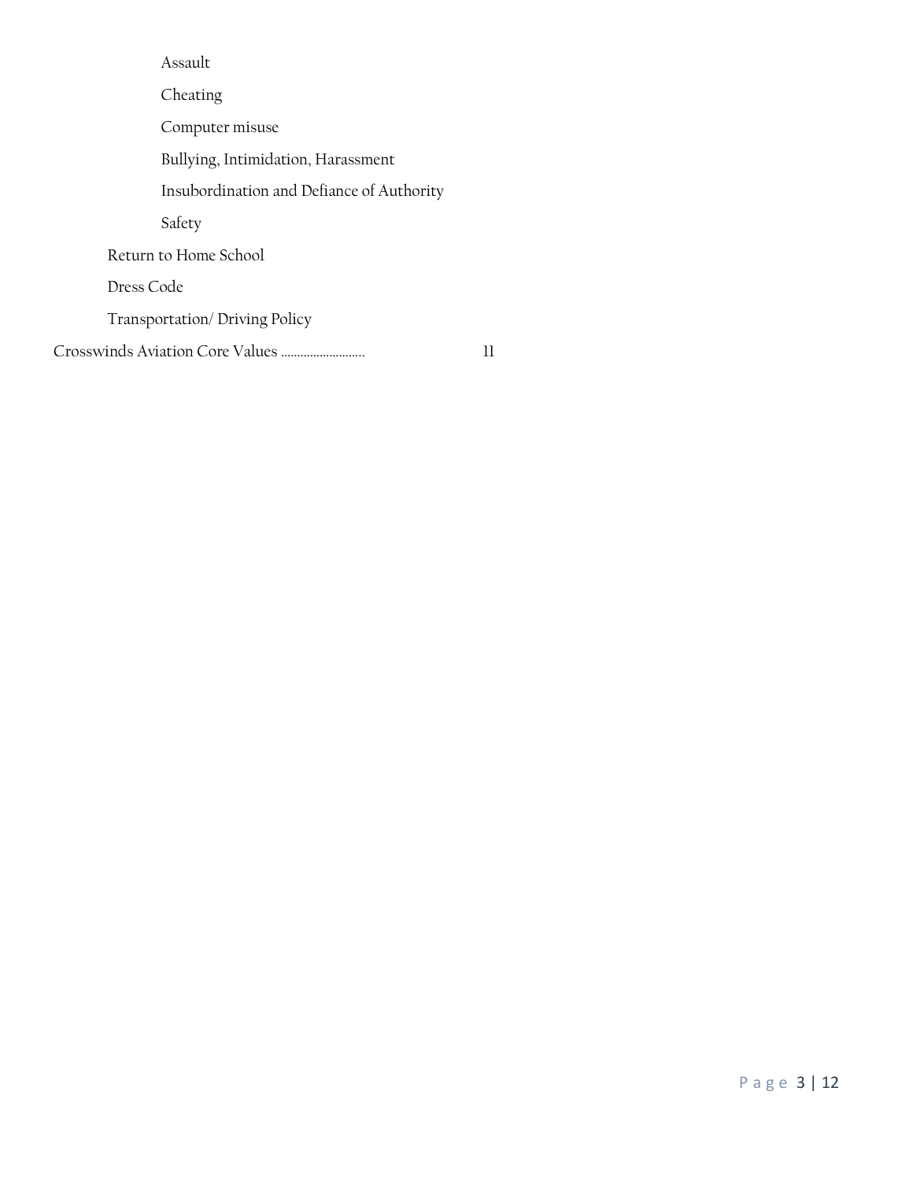- Assault
- Cheating
- Computer misuse
- Bullying, Intimidation, Harassment
- Insubordination and Defiance of Authority
- Safety

Return to Home School

Dress Code

Transportation/ Driving Policy

Crosswinds Aviation Core Values .......................... 11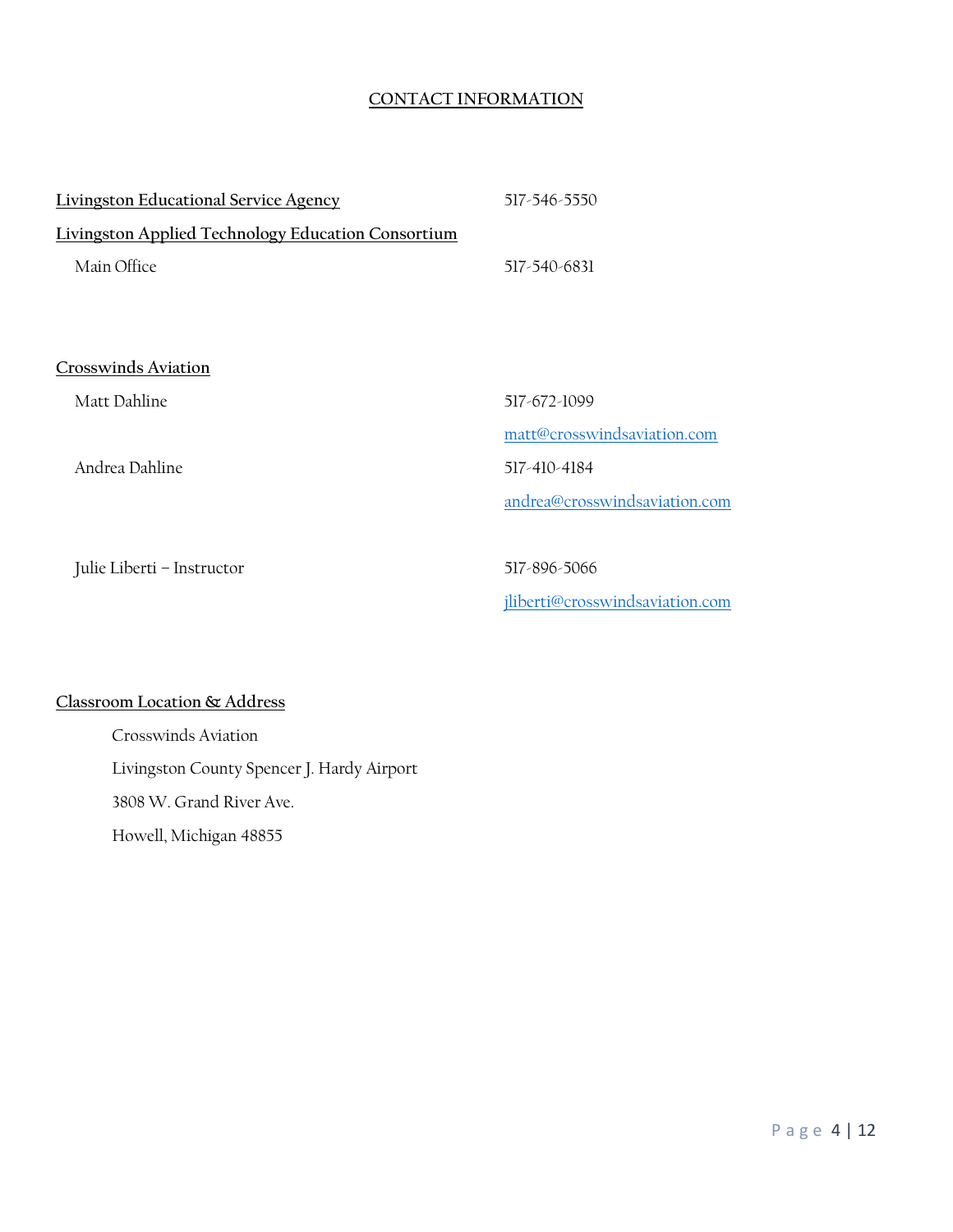## CONTACT INFORMATION

**Livingston Educational Service Agency** 517-546-5550

**Livingston Applied Technology Education Consortium**

Main Office 517-540-6831

**Crosswinds Aviation**

Matt Dahline 517-672-1099
matt@crosswindsaviation.com

Andrea Dahline 517-410-4184
andrea@crosswindsaviation.com

Julie Liberti – Instructor 517-896-5066
jliberti@crosswindsaviation.com

**Classroom Location & Address**

Crosswinds Aviation
Livingston County Spencer J. Hardy Airport
3808 W. Grand River Ave.
Howell, Michigan 48855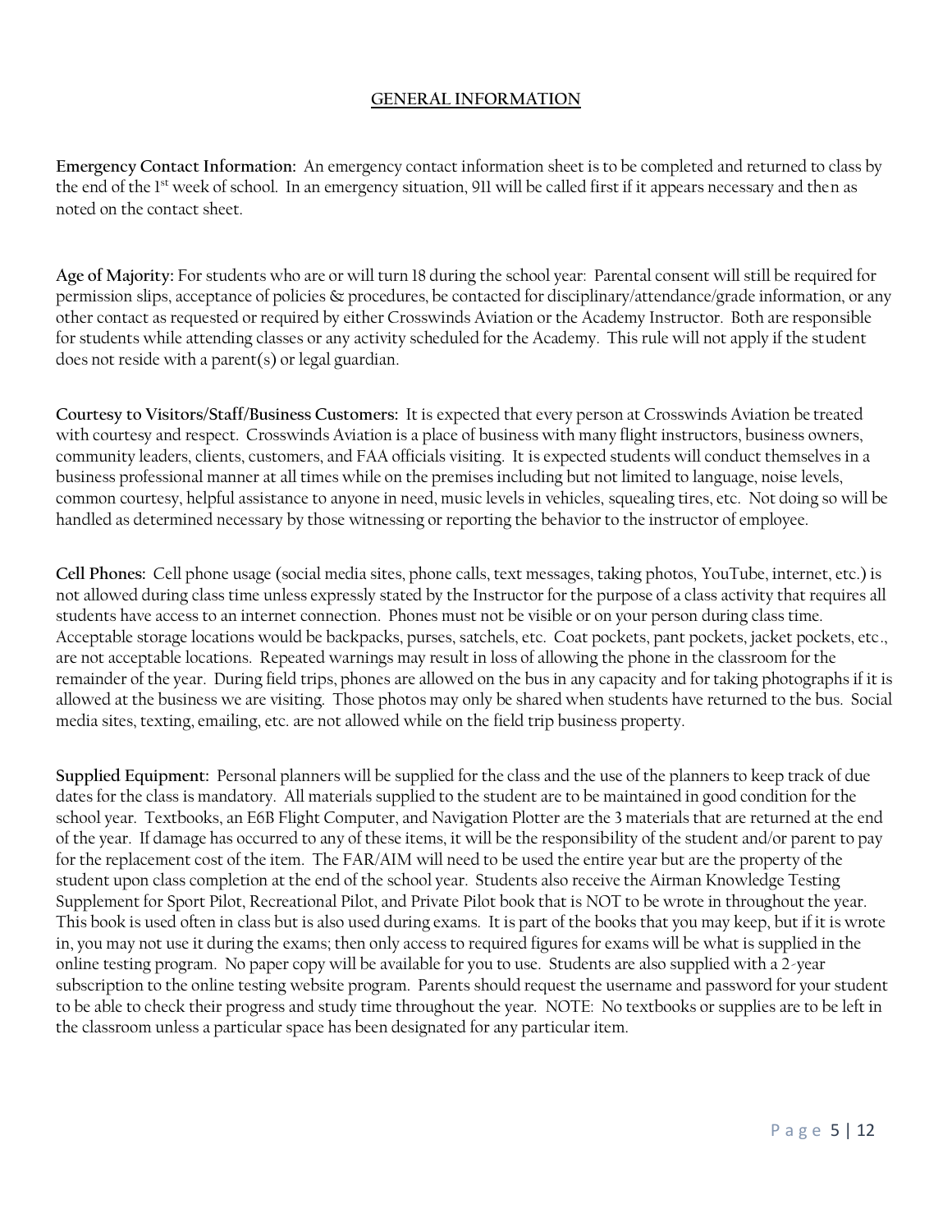## GENERAL INFORMATION

**Emergency Contact Information:** An emergency contact information sheet is to be completed and returned to class by the end of the 1st week of school. In an emergency situation, 911 will be called first if it appears necessary and then as noted on the contact sheet.

**Age of Majority:** For students who are or will turn 18 during the school year: Parental consent will still be required for permission slips, acceptance of policies & procedures, be contacted for disciplinary/attendance/grade information, or any other contact as requested or required by either Crosswinds Aviation or the Academy Instructor. Both are responsible for students while attending classes or any activity scheduled for the Academy. This rule will not apply if the student does not reside with a parent(s) or legal guardian.

**Courtesy to Visitors/Staff/Business Customers:** It is expected that every person at Crosswinds Aviation be treated with courtesy and respect. Crosswinds Aviation is a place of business with many flight instructors, business owners, community leaders, clients, customers, and FAA officials visiting. It is expected students will conduct themselves in a business professional manner at all times while on the premises including but not limited to language, noise levels, common courtesy, helpful assistance to anyone in need, music levels in vehicles, squealing tires, etc. Not doing so will be handled as determined necessary by those witnessing or reporting the behavior to the instructor of employee.

**Cell Phones:** Cell phone usage (social media sites, phone calls, text messages, taking photos, YouTube, internet, etc.) is not allowed during class time unless expressly stated by the Instructor for the purpose of a class activity that requires all students have access to an internet connection. Phones must not be visible or on your person during class time. Acceptable storage locations would be backpacks, purses, satchels, etc. Coat pockets, pant pockets, jacket pockets, etc., are not acceptable locations. Repeated warnings may result in loss of allowing the phone in the classroom for the remainder of the year. During field trips, phones are allowed on the bus in any capacity and for taking photographs if it is allowed at the business we are visiting. Those photos may only be shared when students have returned to the bus. Social media sites, texting, emailing, etc. are not allowed while on the field trip business property.

**Supplied Equipment:** Personal planners will be supplied for the class and the use of the planners to keep track of due dates for the class is mandatory. All materials supplied to the student are to be maintained in good condition for the school year. Textbooks, an E6B Flight Computer, and Navigation Plotter are the 3 materials that are returned at the end of the year. If damage has occurred to any of these items, it will be the responsibility of the student and/or parent to pay for the replacement cost of the item. The FAR/AIM will need to be used the entire year but are the property of the student upon class completion at the end of the school year. Students also receive the Airman Knowledge Testing Supplement for Sport Pilot, Recreational Pilot, and Private Pilot book that is NOT to be wrote in throughout the year. This book is used often in class but is also used during exams. It is part of the books that you may keep, but if it is wrote in, you may not use it during the exams; then only access to required figures for exams will be what is supplied in the online testing program. No paper copy will be available for you to use. Students are also supplied with a 2-year subscription to the online testing website program. Parents should request the username and password for your student to be able to check their progress and study time throughout the year. NOTE: No textbooks or supplies are to be left in the classroom unless a particular space has been designated for any particular item.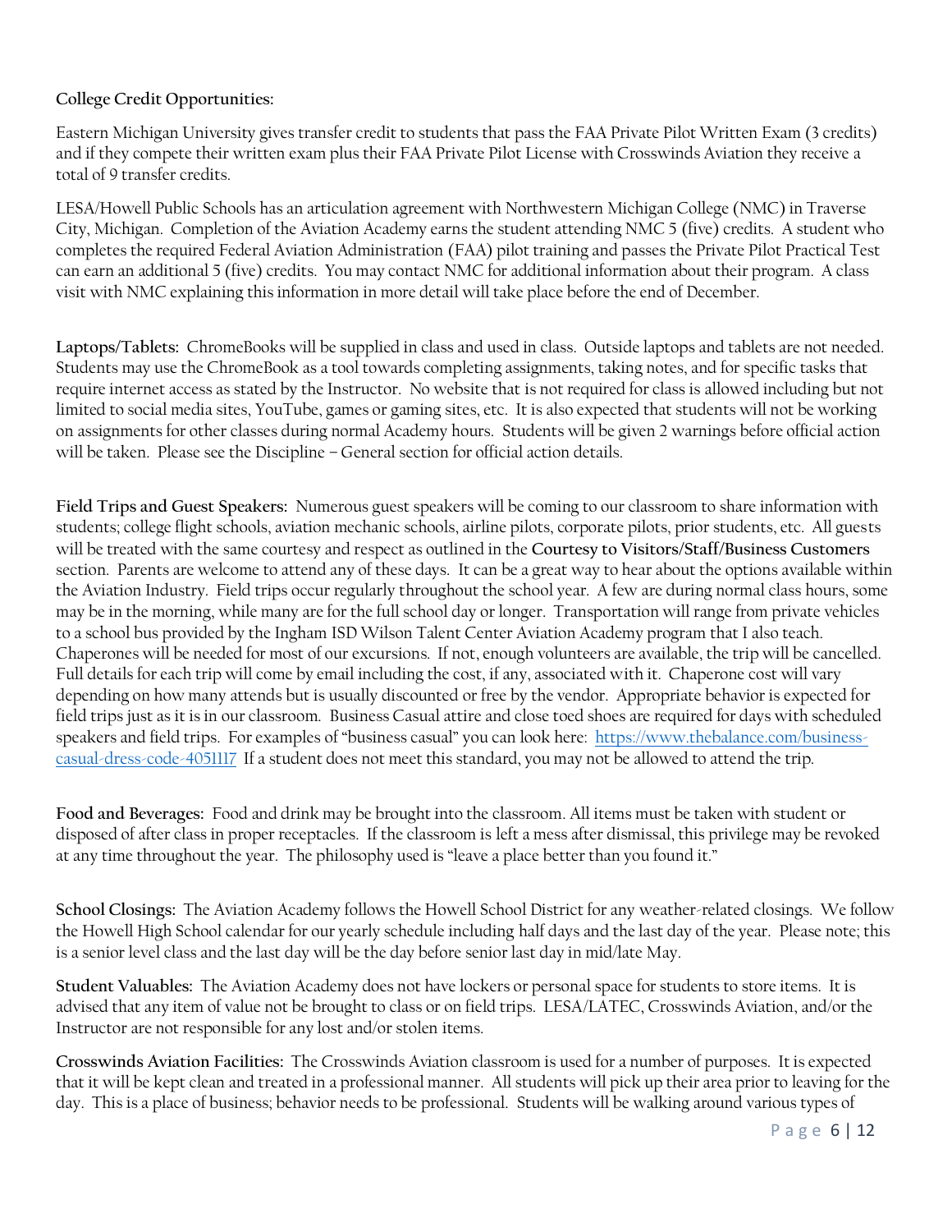**College Credit Opportunities:**

Eastern Michigan University gives transfer credit to students that pass the FAA Private Pilot Written Exam (3 credits) and if they compete their written exam plus their FAA Private Pilot License with Crosswinds Aviation they receive a total of 9 transfer credits.

LESA/Howell Public Schools has an articulation agreement with Northwestern Michigan College (NMC) in Traverse City, Michigan. Completion of the Aviation Academy earns the student attending NMC 5 (five) credits. A student who completes the required Federal Aviation Administration (FAA) pilot training and passes the Private Pilot Practical Test can earn an additional 5 (five) credits. You may contact NMC for additional information about their program. A class visit with NMC explaining this information in more detail will take place before the end of December.

**Laptops/Tablets:** ChromeBooks will be supplied in class and used in class. Outside laptops and tablets are not needed. Students may use the ChromeBook as a tool towards completing assignments, taking notes, and for specific tasks that require internet access as stated by the Instructor. No website that is not required for class is allowed including but not limited to social media sites, YouTube, games or gaming sites, etc. It is also expected that students will not be working on assignments for other classes during normal Academy hours. Students will be given 2 warnings before official action will be taken. Please see the Discipline – General section for official action details.

**Field Trips and Guest Speakers:** Numerous guest speakers will be coming to our classroom to share information with students; college flight schools, aviation mechanic schools, airline pilots, corporate pilots, prior students, etc. All guests will be treated with the same courtesy and respect as outlined in the **Courtesy to Visitors/Staff/Business Customers** section. Parents are welcome to attend any of these days. It can be a great way to hear about the options available within the Aviation Industry. Field trips occur regularly throughout the school year. A few are during normal class hours, some may be in the morning, while many are for the full school day or longer. Transportation will range from private vehicles to a school bus provided by the Ingham ISD Wilson Talent Center Aviation Academy program that I also teach. Chaperones will be needed for most of our excursions. If not, enough volunteers are available, the trip will be cancelled. Full details for each trip will come by email including the cost, if any, associated with it. Chaperone cost will vary depending on how many attends but is usually discounted or free by the vendor. Appropriate behavior is expected for field trips just as it is in our classroom. Business Casual attire and close toed shoes are required for days with scheduled speakers and field trips. For examples of "business casual" you can look here: https://www.thebalance.com/business-casual-dress-code-4051117 If a student does not meet this standard, you may not be allowed to attend the trip.

**Food and Beverages:** Food and drink may be brought into the classroom. All items must be taken with student or disposed of after class in proper receptacles. If the classroom is left a mess after dismissal, this privilege may be revoked at any time throughout the year. The philosophy used is "leave a place better than you found it."

**School Closings:** The Aviation Academy follows the Howell School District for any weather-related closings. We follow the Howell High School calendar for our yearly schedule including half days and the last day of the year. Please note; this is a senior level class and the last day will be the day before senior last day in mid/late May.

**Student Valuables:** The Aviation Academy does not have lockers or personal space for students to store items. It is advised that any item of value not be brought to class or on field trips. LESA/LATEC, Crosswinds Aviation, and/or the Instructor are not responsible for any lost and/or stolen items.

**Crosswinds Aviation Facilities:** The Crosswinds Aviation classroom is used for a number of purposes. It is expected that it will be kept clean and treated in a professional manner. All students will pick up their area prior to leaving for the day. This is a place of business; behavior needs to be professional. Students will be walking around various types of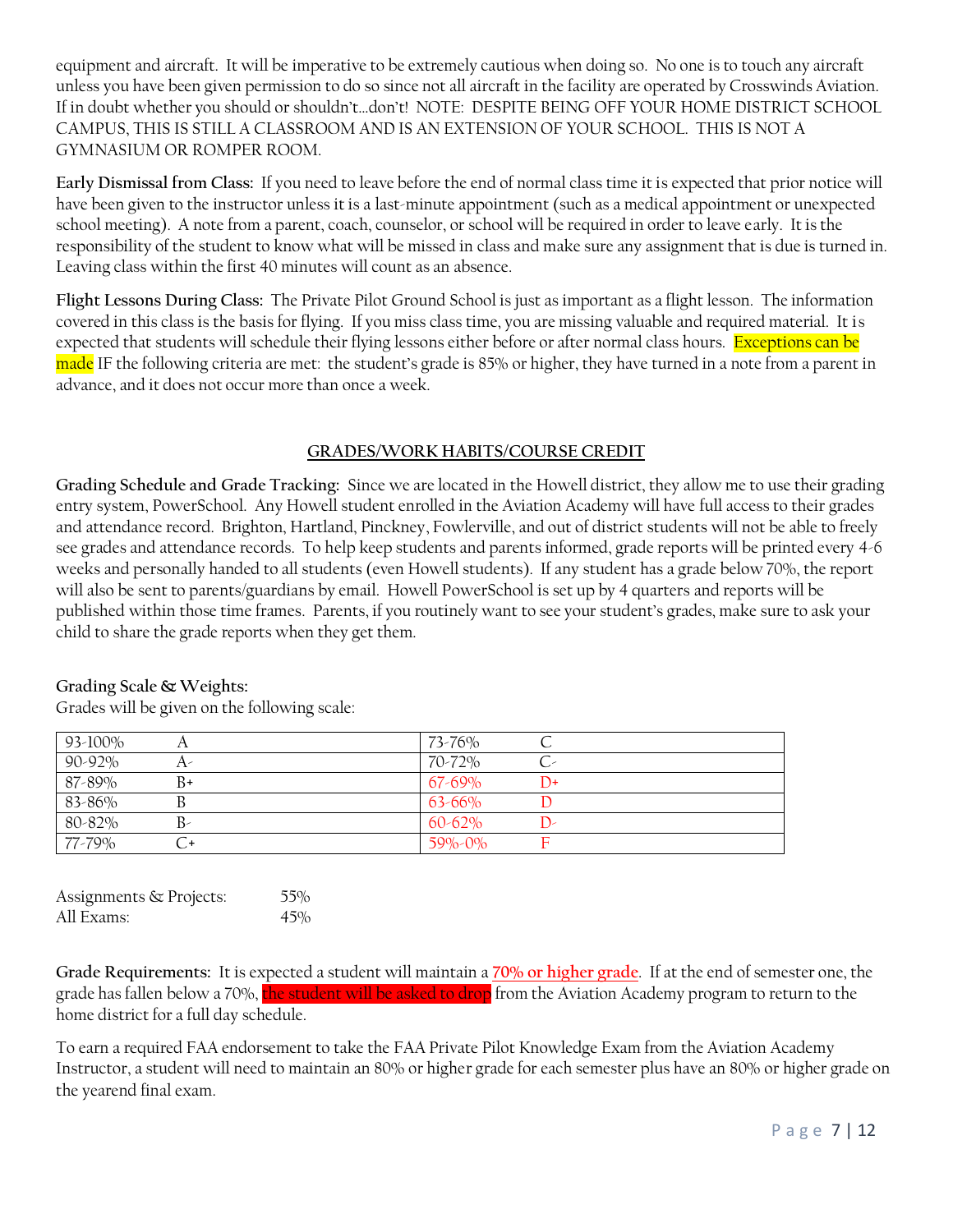equipment and aircraft. It will be imperative to be extremely cautious when doing so. No one is to touch any aircraft unless you have been given permission to do so since not all aircraft in the facility are operated by Crosswinds Aviation. If in doubt whether you should or shouldn't…don't! NOTE: DESPITE BEING OFF YOUR HOME DISTRICT SCHOOL CAMPUS, THIS IS STILL A CLASSROOM AND IS AN EXTENSION OF YOUR SCHOOL. THIS IS NOT A GYMNASIUM OR ROMPER ROOM.

**Early Dismissal from Class:** If you need to leave before the end of normal class time it is expected that prior notice will have been given to the instructor unless it is a last-minute appointment (such as a medical appointment or unexpected school meeting). A note from a parent, coach, counselor, or school will be required in order to leave early. It is the responsibility of the student to know what will be missed in class and make sure any assignment that is due is turned in. Leaving class within the first 40 minutes will count as an absence.

**Flight Lessons During Class:** The Private Pilot Ground School is just as important as a flight lesson. The information covered in this class is the basis for flying. If you miss class time, you are missing valuable and required material. It is expected that students will schedule their flying lessons either before or after normal class hours. Exceptions can be made IF the following criteria are met: the student's grade is 85% or higher, they have turned in a note from a parent in advance, and it does not occur more than once a week.

## GRADES/WORK HABITS/COURSE CREDIT

**Grading Schedule and Grade Tracking:** Since we are located in the Howell district, they allow me to use their grading entry system, PowerSchool. Any Howell student enrolled in the Aviation Academy will have full access to their grades and attendance record. Brighton, Hartland, Pinckney, Fowlerville, and out of district students will not be able to freely see grades and attendance records. To help keep students and parents informed, grade reports will be printed every 4-6 weeks and personally handed to all students (even Howell students). If any student has a grade below 70%, the report will also be sent to parents/guardians by email. Howell PowerSchool is set up by 4 quarters and reports will be published within those time frames. Parents, if you routinely want to see your student's grades, make sure to ask your child to share the grade reports when they get them.

**Grading Scale & Weights:**
Grades will be given on the following scale:

| | | | |
|---|---|---|---|
| 93-100% | A | 73-76% | C |
| 90-92% | A- | 70-72% | C- |
| 87-89% | B+ | 67-69% | D+ |
| 83-86% | B | 63-66% | D |
| 80-82% | B- | 60-62% | D- |
| 77-79% | C+ | 59%-0% | F |

| | |
|---|---|
| Assignments & Projects: | 55% |
| All Exams: | 45% |

**Grade Requirements:** It is expected a student will maintain a **70% or higher grade**. If at the end of semester one, the grade has fallen below a 70%, the student will be asked to drop from the Aviation Academy program to return to the home district for a full day schedule.

To earn a required FAA endorsement to take the FAA Private Pilot Knowledge Exam from the Aviation Academy Instructor, a student will need to maintain an 80% or higher grade for each semester plus have an 80% or higher grade on the yearend final exam.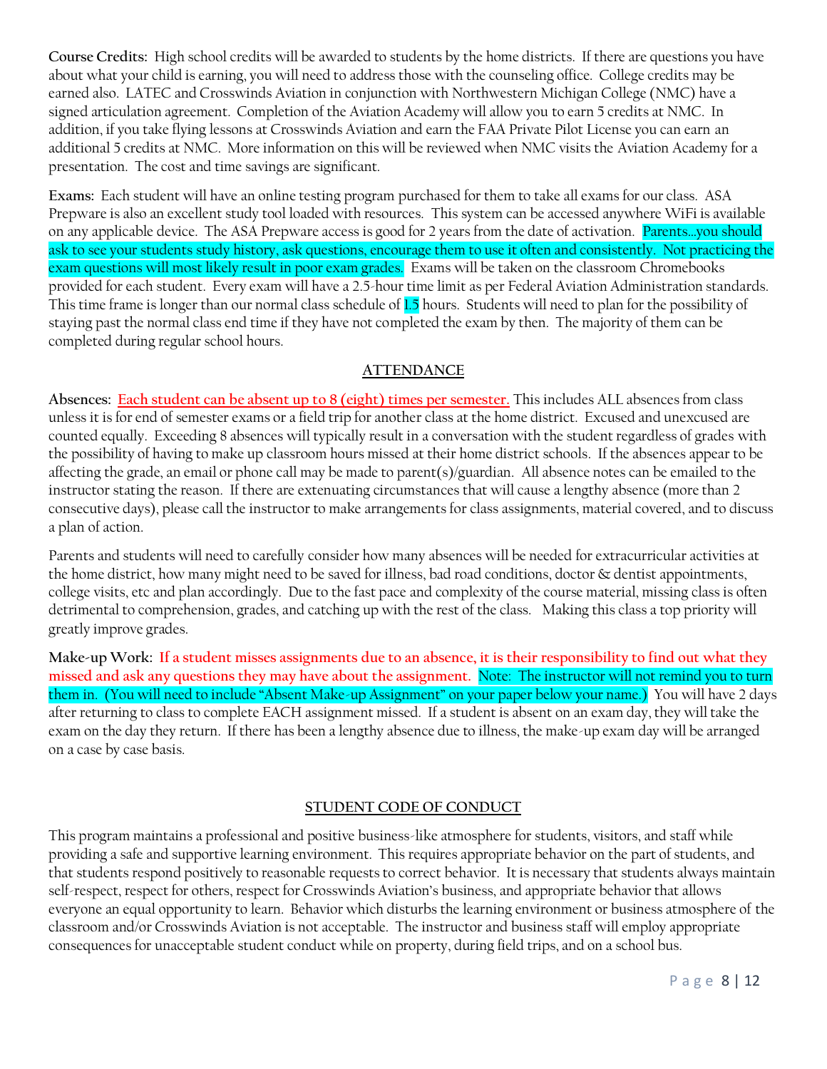**Course Credits:** High school credits will be awarded to students by the home districts. If there are questions you have about what your child is earning, you will need to address those with the counseling office. College credits may be earned also. LATEC and Crosswinds Aviation in conjunction with Northwestern Michigan College (NMC) have a signed articulation agreement. Completion of the Aviation Academy will allow you to earn 5 credits at NMC. In addition, if you take flying lessons at Crosswinds Aviation and earn the FAA Private Pilot License you can earn an additional 5 credits at NMC. More information on this will be reviewed when NMC visits the Aviation Academy for a presentation. The cost and time savings are significant.

**Exams:** Each student will have an online testing program purchased for them to take all exams for our class. ASA Prepware is also an excellent study tool loaded with resources. This system can be accessed anywhere WiFi is available on any applicable device. The ASA Prepware access is good for 2 years from the date of activation. Parents…you should ask to see your students study history, ask questions, encourage them to use it often and consistently. Not practicing the exam questions will most likely result in poor exam grades. Exams will be taken on the classroom Chromebooks provided for each student. Every exam will have a 2.5-hour time limit as per Federal Aviation Administration standards. This time frame is longer than our normal class schedule of 1.5 hours. Students will need to plan for the possibility of staying past the normal class end time if they have not completed the exam by then. The majority of them can be completed during regular school hours.

## ATTENDANCE

**Absences:** **Each student can be absent up to 8 (eight) times per semester.** This includes ALL absences from class unless it is for end of semester exams or a field trip for another class at the home district. Excused and unexcused are counted equally. Exceeding 8 absences will typically result in a conversation with the student regardless of grades with the possibility of having to make up classroom hours missed at their home district schools. If the absences appear to be affecting the grade, an email or phone call may be made to parent(s)/guardian. All absence notes can be emailed to the instructor stating the reason. If there are extenuating circumstances that will cause a lengthy absence (more than 2 consecutive days), please call the instructor to make arrangements for class assignments, material covered, and to discuss a plan of action.

Parents and students will need to carefully consider how many absences will be needed for extracurricular activities at the home district, how many might need to be saved for illness, bad road conditions, doctor & dentist appointments, college visits, etc and plan accordingly. Due to the fast pace and complexity of the course material, missing class is often detrimental to comprehension, grades, and catching up with the rest of the class. Making this class a top priority will greatly improve grades.

**Make-up Work:** **If a student misses assignments due to an absence, it is their responsibility to find out what they missed and ask any questions they may have about the assignment.** Note: The instructor will not remind you to turn them in. (You will need to include "Absent Make-up Assignment" on your paper below your name.) You will have 2 days after returning to class to complete EACH assignment missed. If a student is absent on an exam day, they will take the exam on the day they return. If there has been a lengthy absence due to illness, the make-up exam day will be arranged on a case by case basis.

## STUDENT CODE OF CONDUCT

This program maintains a professional and positive business-like atmosphere for students, visitors, and staff while providing a safe and supportive learning environment. This requires appropriate behavior on the part of students, and that students respond positively to reasonable requests to correct behavior. It is necessary that students always maintain self-respect, respect for others, respect for Crosswinds Aviation's business, and appropriate behavior that allows everyone an equal opportunity to learn. Behavior which disturbs the learning environment or business atmosphere of the classroom and/or Crosswinds Aviation is not acceptable. The instructor and business staff will employ appropriate consequences for unacceptable student conduct while on property, during field trips, and on a school bus.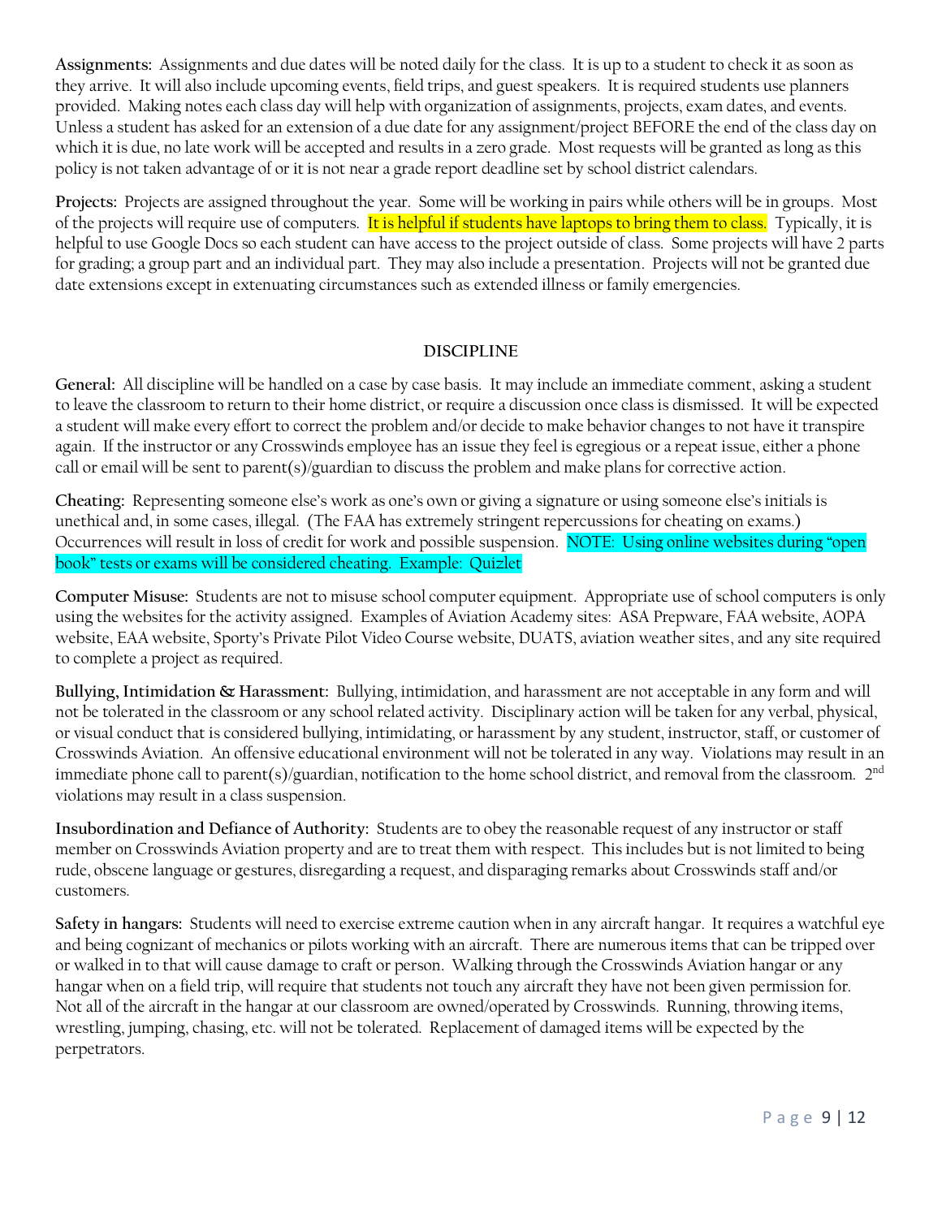**Assignments:** Assignments and due dates will be noted daily for the class. It is up to a student to check it as soon as they arrive. It will also include upcoming events, field trips, and guest speakers. It is required students use planners provided. Making notes each class day will help with organization of assignments, projects, exam dates, and events. Unless a student has asked for an extension of a due date for any assignment/project BEFORE the end of the class day on which it is due, no late work will be accepted and results in a zero grade. Most requests will be granted as long as this policy is not taken advantage of or it is not near a grade report deadline set by school district calendars.

**Projects:** Projects are assigned throughout the year. Some will be working in pairs while others will be in groups. Most of the projects will require use of computers. It is helpful if students have laptops to bring them to class. Typically, it is helpful to use Google Docs so each student can have access to the project outside of class. Some projects will have 2 parts for grading; a group part and an individual part. They may also include a presentation. Projects will not be granted due date extensions except in extenuating circumstances such as extended illness or family emergencies.

## DISCIPLINE

**General:** All discipline will be handled on a case by case basis. It may include an immediate comment, asking a student to leave the classroom to return to their home district, or require a discussion once class is dismissed. It will be expected a student will make every effort to correct the problem and/or decide to make behavior changes to not have it transpire again. If the instructor or any Crosswinds employee has an issue they feel is egregious or a repeat issue, either a phone call or email will be sent to parent(s)/guardian to discuss the problem and make plans for corrective action.

**Cheating:** Representing someone else's work as one's own or giving a signature or using someone else's initials is unethical and, in some cases, illegal. (The FAA has extremely stringent repercussions for cheating on exams.) Occurrences will result in loss of credit for work and possible suspension. NOTE: Using online websites during "open book" tests or exams will be considered cheating. Example: Quizlet

**Computer Misuse:** Students are not to misuse school computer equipment. Appropriate use of school computers is only using the websites for the activity assigned. Examples of Aviation Academy sites: ASA Prepware, FAA website, AOPA website, EAA website, Sporty's Private Pilot Video Course website, DUATS, aviation weather sites, and any site required to complete a project as required.

**Bullying, Intimidation & Harassment:** Bullying, intimidation, and harassment are not acceptable in any form and will not be tolerated in the classroom or any school related activity. Disciplinary action will be taken for any verbal, physical, or visual conduct that is considered bullying, intimidating, or harassment by any student, instructor, staff, or customer of Crosswinds Aviation. An offensive educational environment will not be tolerated in any way. Violations may result in an immediate phone call to parent(s)/guardian, notification to the home school district, and removal from the classroom. 2nd violations may result in a class suspension.

**Insubordination and Defiance of Authority:** Students are to obey the reasonable request of any instructor or staff member on Crosswinds Aviation property and are to treat them with respect. This includes but is not limited to being rude, obscene language or gestures, disregarding a request, and disparaging remarks about Crosswinds staff and/or customers.

**Safety in hangars:** Students will need to exercise extreme caution when in any aircraft hangar. It requires a watchful eye and being cognizant of mechanics or pilots working with an aircraft. There are numerous items that can be tripped over or walked in to that will cause damage to craft or person. Walking through the Crosswinds Aviation hangar or any hangar when on a field trip, will require that students not touch any aircraft they have not been given permission for. Not all of the aircraft in the hangar at our classroom are owned/operated by Crosswinds. Running, throwing items, wrestling, jumping, chasing, etc. will not be tolerated. Replacement of damaged items will be expected by the perpetrators.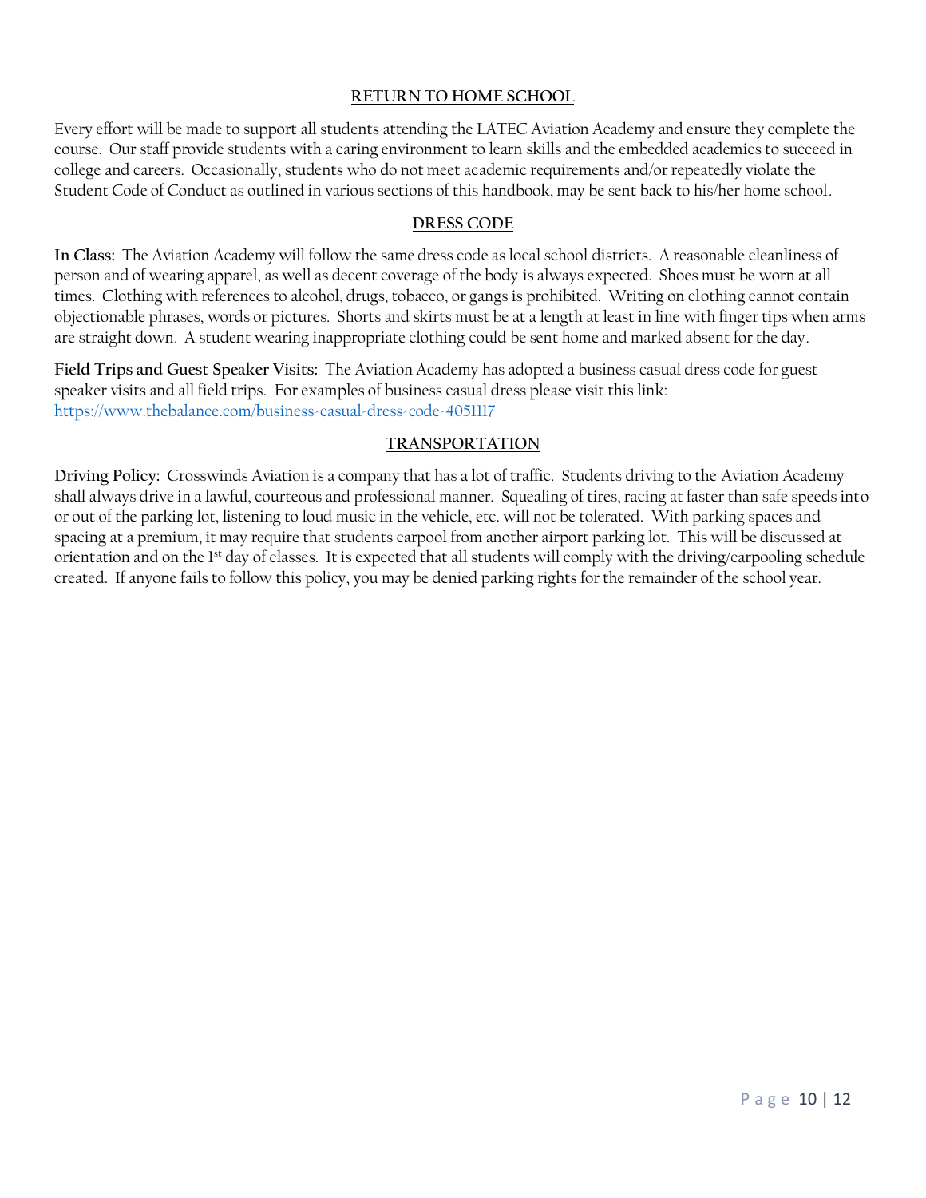## RETURN TO HOME SCHOOL

Every effort will be made to support all students attending the LATEC Aviation Academy and ensure they complete the course. Our staff provide students with a caring environment to learn skills and the embedded academics to succeed in college and careers. Occasionally, students who do not meet academic requirements and/or repeatedly violate the Student Code of Conduct as outlined in various sections of this handbook, may be sent back to his/her home school.

## DRESS CODE

**In Class:** The Aviation Academy will follow the same dress code as local school districts. A reasonable cleanliness of person and of wearing apparel, as well as decent coverage of the body is always expected. Shoes must be worn at all times. Clothing with references to alcohol, drugs, tobacco, or gangs is prohibited. Writing on clothing cannot contain objectionable phrases, words or pictures. Shorts and skirts must be at a length at least in line with finger tips when arms are straight down. A student wearing inappropriate clothing could be sent home and marked absent for the day.

**Field Trips and Guest Speaker Visits:** The Aviation Academy has adopted a business casual dress code for guest speaker visits and all field trips. For examples of business casual dress please visit this link: [https://www.thebalance.com/business-casual-dress-code-4051117](https://www.thebalance.com/business-casual-dress-code-4051117)

## TRANSPORTATION

**Driving Policy:** Crosswinds Aviation is a company that has a lot of traffic. Students driving to the Aviation Academy shall always drive in a lawful, courteous and professional manner. Squealing of tires, racing at faster than safe speeds into or out of the parking lot, listening to loud music in the vehicle, etc. will not be tolerated. With parking spaces and spacing at a premium, it may require that students carpool from another airport parking lot. This will be discussed at orientation and on the 1st day of classes. It is expected that all students will comply with the driving/carpooling schedule created. If anyone fails to follow this policy, you may be denied parking rights for the remainder of the school year.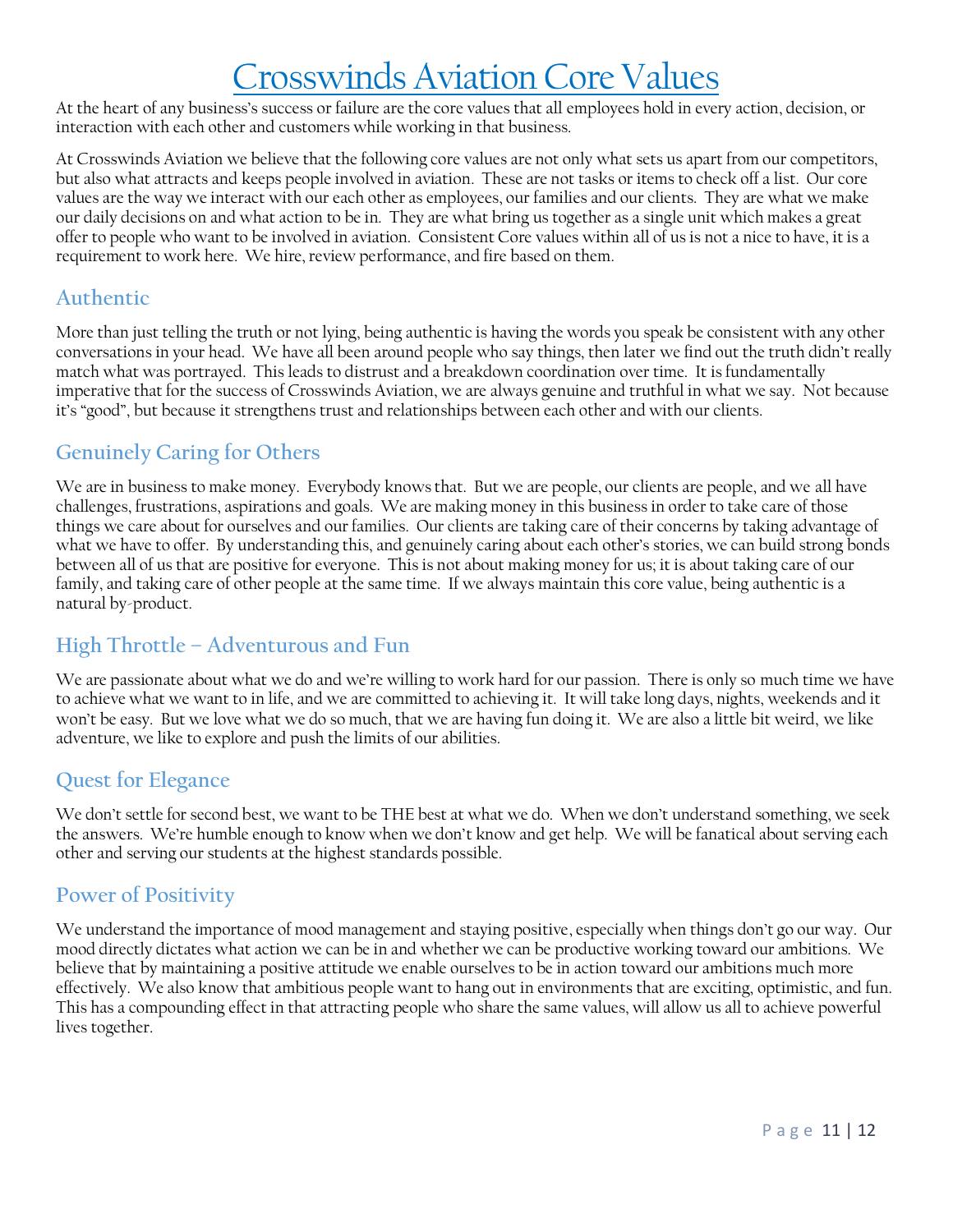# Crosswinds Aviation Core Values

At the heart of any business's success or failure are the core values that all employees hold in every action, decision, or interaction with each other and customers while working in that business.

At Crosswinds Aviation we believe that the following core values are not only what sets us apart from our competitors, but also what attracts and keeps people involved in aviation. These are not tasks or items to check off a list. Our core values are the way we interact with our each other as employees, our families and our clients. They are what we make our daily decisions on and what action to be in. They are what bring us together as a single unit which makes a great offer to people who want to be involved in aviation. Consistent Core values within all of us is not a nice to have, it is a requirement to work here. We hire, review performance, and fire based on them.

## Authentic

More than just telling the truth or not lying, being authentic is having the words you speak be consistent with any other conversations in your head. We have all been around people who say things, then later we find out the truth didn't really match what was portrayed. This leads to distrust and a breakdown coordination over time. It is fundamentally imperative that for the success of Crosswinds Aviation, we are always genuine and truthful in what we say. Not because it's "good", but because it strengthens trust and relationships between each other and with our clients.

## Genuinely Caring for Others

We are in business to make money. Everybody knows that. But we are people, our clients are people, and we all have challenges, frustrations, aspirations and goals. We are making money in this business in order to take care of those things we care about for ourselves and our families. Our clients are taking care of their concerns by taking advantage of what we have to offer. By understanding this, and genuinely caring about each other's stories, we can build strong bonds between all of us that are positive for everyone. This is not about making money for us; it is about taking care of our family, and taking care of other people at the same time. If we always maintain this core value, being authentic is a natural by-product.

## High Throttle – Adventurous and Fun

We are passionate about what we do and we're willing to work hard for our passion. There is only so much time we have to achieve what we want to in life, and we are committed to achieving it. It will take long days, nights, weekends and it won't be easy. But we love what we do so much, that we are having fun doing it. We are also a little bit weird, we like adventure, we like to explore and push the limits of our abilities.

## Quest for Elegance

We don't settle for second best, we want to be THE best at what we do. When we don't understand something, we seek the answers. We're humble enough to know when we don't know and get help. We will be fanatical about serving each other and serving our students at the highest standards possible.

## Power of Positivity

We understand the importance of mood management and staying positive, especially when things don't go our way. Our mood directly dictates what action we can be in and whether we can be productive working toward our ambitions. We believe that by maintaining a positive attitude we enable ourselves to be in action toward our ambitions much more effectively. We also know that ambitious people want to hang out in environments that are exciting, optimistic, and fun. This has a compounding effect in that attracting people who share the same values, will allow us all to achieve powerful lives together.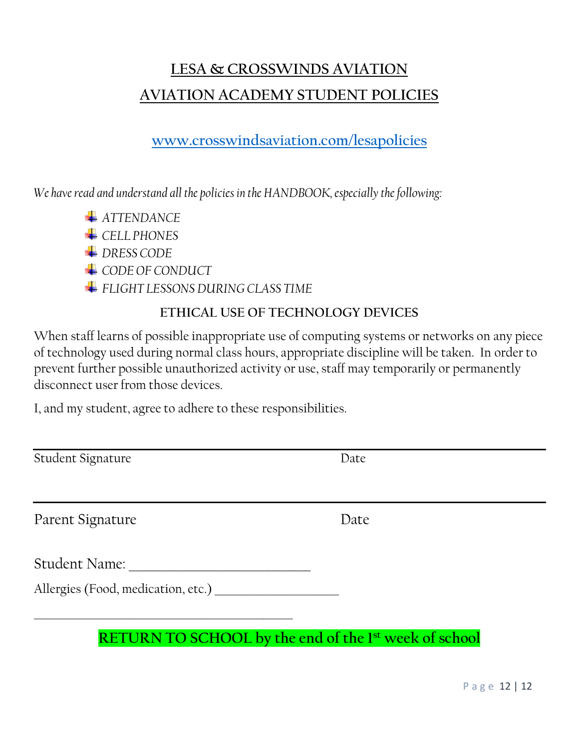# LESA & CROSSWINDS AVIATION

# AVIATION ACADEMY STUDENT POLICIES

www.crosswindsaviation.com/lesapolicies

*We have read and understand all the policies in the HANDBOOK, especially the following:*

- *ATTENDANCE*
- *CELL PHONES*
- *DRESS CODE*
- *CODE OF CONDUCT*
- *FLIGHT LESSONS DURING CLASS TIME*

**ETHICAL USE OF TECHNOLOGY DEVICES**

When staff learns of possible inappropriate use of computing systems or networks on any piece of technology used during normal class hours, appropriate discipline will be taken. In order to prevent further possible unauthorized activity or use, staff may temporarily or permanently disconnect user from those devices.

I, and my student, agree to adhere to these responsibilities.

Student Signature Date

Parent Signature Date

Student Name: ___________________________

Allergies (Food, medication, etc.) ___________________

_________________________________________

**RETURN TO SCHOOL by the end of the 1st week of school**